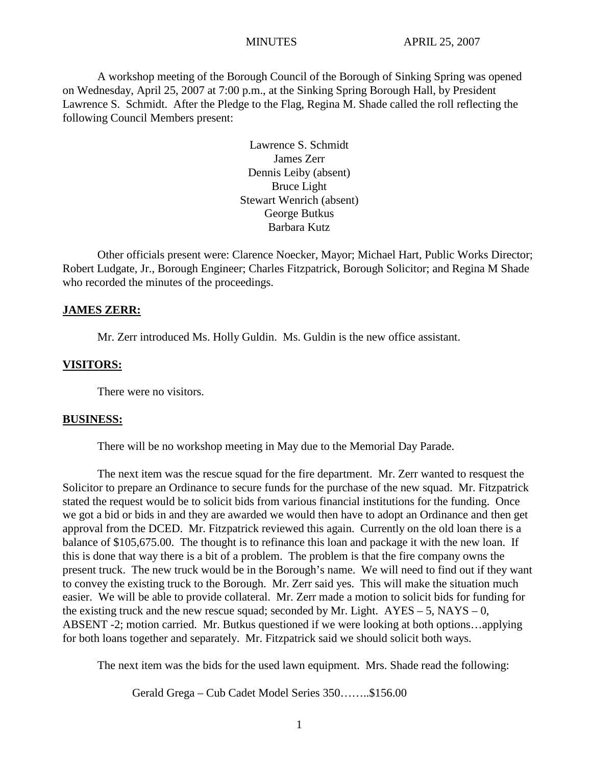MINUTES APRIL 25, 2007

A workshop meeting of the Borough Council of the Borough of Sinking Spring was opened on Wednesday, April 25, 2007 at 7:00 p.m., at the Sinking Spring Borough Hall, by President Lawrence S. Schmidt. After the Pledge to the Flag, Regina M. Shade called the roll reflecting the following Council Members present:

Lawrence S. Schmidt
James Zerr
Dennis Leiby (absent)
Bruce Light
Stewart Wenrich (absent)
George Butkus
Barbara Kutz

Other officials present were: Clarence Noecker, Mayor; Michael Hart, Public Works Director; Robert Ludgate, Jr., Borough Engineer; Charles Fitzpatrick, Borough Solicitor; and Regina M Shade who recorded the minutes of the proceedings.

**JAMES ZERR:**

Mr. Zerr introduced Ms. Holly Guldin. Ms. Guldin is the new office assistant.

**VISITORS:**

There were no visitors.

**BUSINESS:**

There will be no workshop meeting in May due to the Memorial Day Parade.

The next item was the rescue squad for the fire department. Mr. Zerr wanted to resquest the Solicitor to prepare an Ordinance to secure funds for the purchase of the new squad. Mr. Fitzpatrick stated the request would be to solicit bids from various financial institutions for the funding. Once we got a bid or bids in and they are awarded we would then have to adopt an Ordinance and then get approval from the DCED. Mr. Fitzpatrick reviewed this again. Currently on the old loan there is a balance of $105,675.00. The thought is to refinance this loan and package it with the new loan. If this is done that way there is a bit of a problem. The problem is that the fire company owns the present truck. The new truck would be in the Borough's name. We will need to find out if they want to convey the existing truck to the Borough. Mr. Zerr said yes. This will make the situation much easier. We will be able to provide collateral. Mr. Zerr made a motion to solicit bids for funding for the existing truck and the new rescue squad; seconded by Mr. Light. AYES – 5, NAYS – 0, ABSENT -2; motion carried. Mr. Butkus questioned if we were looking at both options…applying for both loans together and separately. Mr. Fitzpatrick said we should solicit both ways.

The next item was the bids for the used lawn equipment. Mrs. Shade read the following:

Gerald Grega – Cub Cadet Model Series 350……..$156.00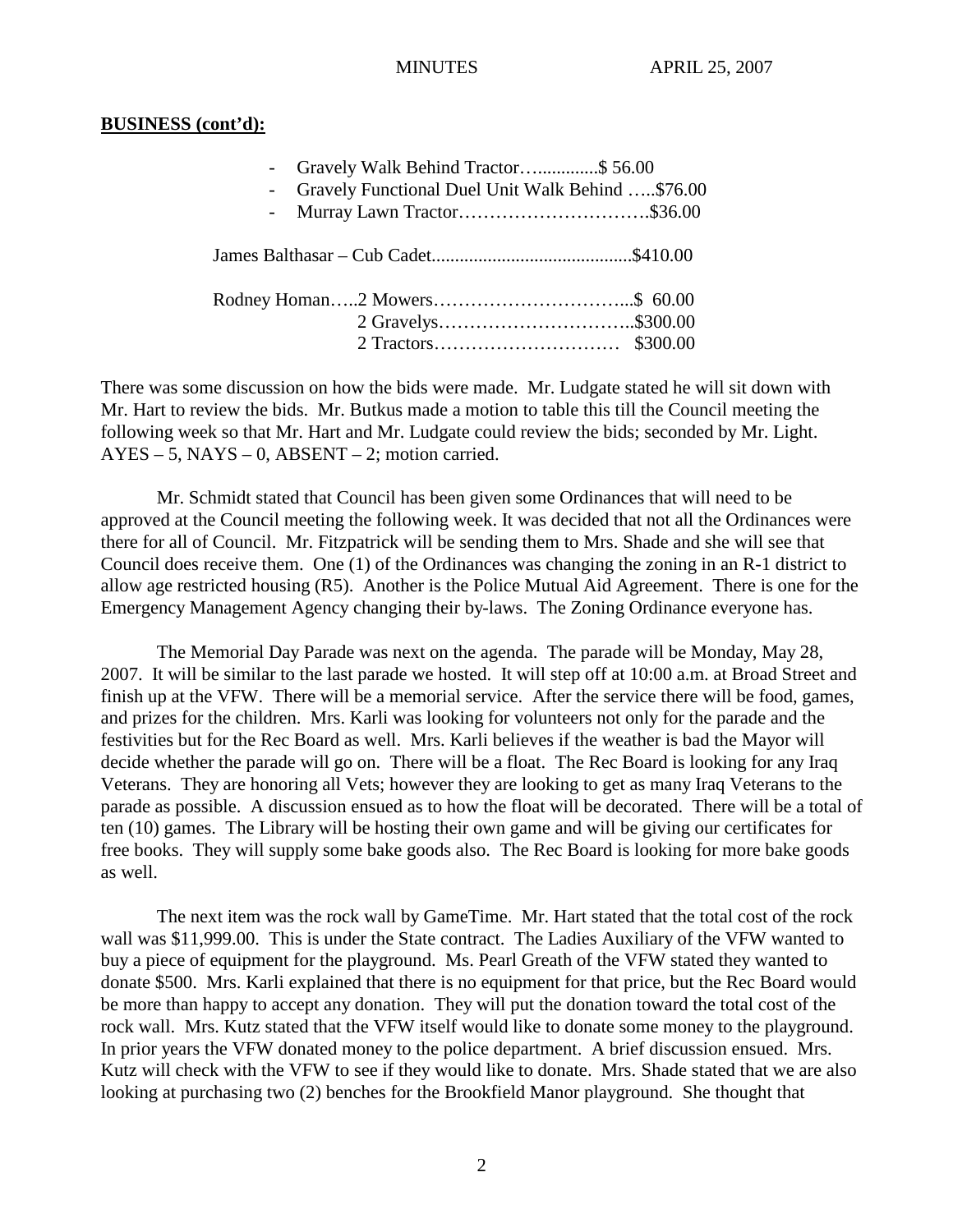**BUSINESS (cont'd):**

- Gravely Walk Behind Tractor…..............$ 56.00
- Gravely Functional Duel Unit Walk Behind …..$76.00
- Murray Lawn Tractor………………………….$36.00

James Balthasar – Cub Cadet...........................................$410.00

Rodney Homan…..2 Mowers…………………………...$ 60.00
2 Gravelys…………………………..$300.00
2 Tractors………………………… $300.00

There was some discussion on how the bids were made. Mr. Ludgate stated he will sit down with Mr. Hart to review the bids. Mr. Butkus made a motion to table this till the Council meeting the following week so that Mr. Hart and Mr. Ludgate could review the bids; seconded by Mr. Light. AYES – 5, NAYS – 0, ABSENT – 2; motion carried.

Mr. Schmidt stated that Council has been given some Ordinances that will need to be approved at the Council meeting the following week. It was decided that not all the Ordinances were there for all of Council. Mr. Fitzpatrick will be sending them to Mrs. Shade and she will see that Council does receive them. One (1) of the Ordinances was changing the zoning in an R-1 district to allow age restricted housing (R5). Another is the Police Mutual Aid Agreement. There is one for the Emergency Management Agency changing their by-laws. The Zoning Ordinance everyone has.

The Memorial Day Parade was next on the agenda. The parade will be Monday, May 28, 2007. It will be similar to the last parade we hosted. It will step off at 10:00 a.m. at Broad Street and finish up at the VFW. There will be a memorial service. After the service there will be food, games, and prizes for the children. Mrs. Karli was looking for volunteers not only for the parade and the festivities but for the Rec Board as well. Mrs. Karli believes if the weather is bad the Mayor will decide whether the parade will go on. There will be a float. The Rec Board is looking for any Iraq Veterans. They are honoring all Vets; however they are looking to get as many Iraq Veterans to the parade as possible. A discussion ensued as to how the float will be decorated. There will be a total of ten (10) games. The Library will be hosting their own game and will be giving our certificates for free books. They will supply some bake goods also. The Rec Board is looking for more bake goods as well.

The next item was the rock wall by GameTime. Mr. Hart stated that the total cost of the rock wall was $11,999.00. This is under the State contract. The Ladies Auxiliary of the VFW wanted to buy a piece of equipment for the playground. Ms. Pearl Greath of the VFW stated they wanted to donate $500. Mrs. Karli explained that there is no equipment for that price, but the Rec Board would be more than happy to accept any donation. They will put the donation toward the total cost of the rock wall. Mrs. Kutz stated that the VFW itself would like to donate some money to the playground. In prior years the VFW donated money to the police department. A brief discussion ensued. Mrs. Kutz will check with the VFW to see if they would like to donate. Mrs. Shade stated that we are also looking at purchasing two (2) benches for the Brookfield Manor playground. She thought that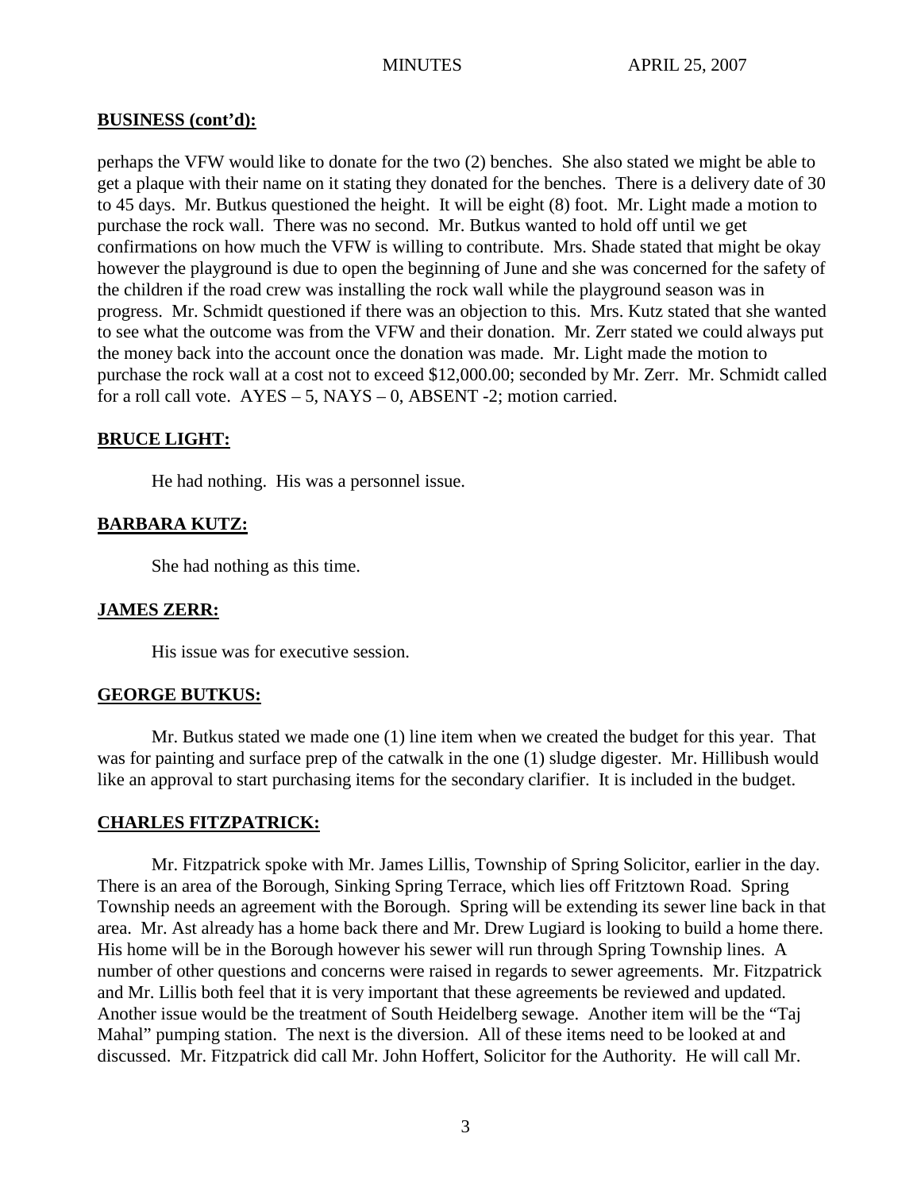**BUSINESS (cont'd):**

perhaps the VFW would like to donate for the two (2) benches. She also stated we might be able to get a plaque with their name on it stating they donated for the benches. There is a delivery date of 30 to 45 days. Mr. Butkus questioned the height. It will be eight (8) foot. Mr. Light made a motion to purchase the rock wall. There was no second. Mr. Butkus wanted to hold off until we get confirmations on how much the VFW is willing to contribute. Mrs. Shade stated that might be okay however the playground is due to open the beginning of June and she was concerned for the safety of the children if the road crew was installing the rock wall while the playground season was in progress. Mr. Schmidt questioned if there was an objection to this. Mrs. Kutz stated that she wanted to see what the outcome was from the VFW and their donation. Mr. Zerr stated we could always put the money back into the account once the donation was made. Mr. Light made the motion to purchase the rock wall at a cost not to exceed $12,000.00; seconded by Mr. Zerr. Mr. Schmidt called for a roll call vote. AYES – 5, NAYS – 0, ABSENT -2; motion carried.

**BRUCE LIGHT:**

He had nothing. His was a personnel issue.

**BARBARA KUTZ:**

She had nothing as this time.

**JAMES ZERR:**

His issue was for executive session.

**GEORGE BUTKUS:**

Mr. Butkus stated we made one (1) line item when we created the budget for this year. That was for painting and surface prep of the catwalk in the one (1) sludge digester. Mr. Hillibush would like an approval to start purchasing items for the secondary clarifier. It is included in the budget.

**CHARLES FITZPATRICK:**

Mr. Fitzpatrick spoke with Mr. James Lillis, Township of Spring Solicitor, earlier in the day. There is an area of the Borough, Sinking Spring Terrace, which lies off Fritztown Road. Spring Township needs an agreement with the Borough. Spring will be extending its sewer line back in that area. Mr. Ast already has a home back there and Mr. Drew Lugiard is looking to build a home there. His home will be in the Borough however his sewer will run through Spring Township lines. A number of other questions and concerns were raised in regards to sewer agreements. Mr. Fitzpatrick and Mr. Lillis both feel that it is very important that these agreements be reviewed and updated. Another issue would be the treatment of South Heidelberg sewage. Another item will be the "Taj Mahal" pumping station. The next is the diversion. All of these items need to be looked at and discussed. Mr. Fitzpatrick did call Mr. John Hoffert, Solicitor for the Authority. He will call Mr.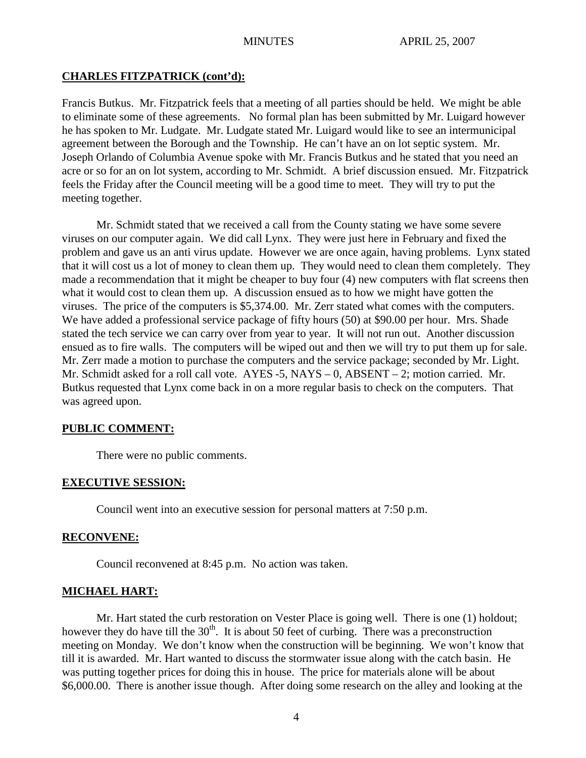**CHARLES FITZPATRICK (cont'd):**

Francis Butkus. Mr. Fitzpatrick feels that a meeting of all parties should be held. We might be able to eliminate some of these agreements. No formal plan has been submitted by Mr. Luigard however he has spoken to Mr. Ludgate. Mr. Ludgate stated Mr. Luigard would like to see an intermunicipal agreement between the Borough and the Township. He can't have an on lot septic system. Mr. Joseph Orlando of Columbia Avenue spoke with Mr. Francis Butkus and he stated that you need an acre or so for an on lot system, according to Mr. Schmidt. A brief discussion ensued. Mr. Fitzpatrick feels the Friday after the Council meeting will be a good time to meet. They will try to put the meeting together.

Mr. Schmidt stated that we received a call from the County stating we have some severe viruses on our computer again. We did call Lynx. They were just here in February and fixed the problem and gave us an anti virus update. However we are once again, having problems. Lynx stated that it will cost us a lot of money to clean them up. They would need to clean them completely. They made a recommendation that it might be cheaper to buy four (4) new computers with flat screens then what it would cost to clean them up. A discussion ensued as to how we might have gotten the viruses. The price of the computers is $5,374.00. Mr. Zerr stated what comes with the computers. We have added a professional service package of fifty hours (50) at $90.00 per hour. Mrs. Shade stated the tech service we can carry over from year to year. It will not run out. Another discussion ensued as to fire walls. The computers will be wiped out and then we will try to put them up for sale. Mr. Zerr made a motion to purchase the computers and the service package; seconded by Mr. Light. Mr. Schmidt asked for a roll call vote. AYES -5, NAYS – 0, ABSENT – 2; motion carried. Mr. Butkus requested that Lynx come back in on a more regular basis to check on the computers. That was agreed upon.

**PUBLIC COMMENT:**

There were no public comments.

**EXECUTIVE SESSION:**

Council went into an executive session for personal matters at 7:50 p.m.

**RECONVENE:**

Council reconvened at 8:45 p.m. No action was taken.

**MICHAEL HART:**

Mr. Hart stated the curb restoration on Vester Place is going well. There is one (1) holdout; however they do have till the 30th. It is about 50 feet of curbing. There was a preconstruction meeting on Monday. We don't know when the construction will be beginning. We won't know that till it is awarded. Mr. Hart wanted to discuss the stormwater issue along with the catch basin. He was putting together prices for doing this in house. The price for materials alone will be about $6,000.00. There is another issue though. After doing some research on the alley and looking at the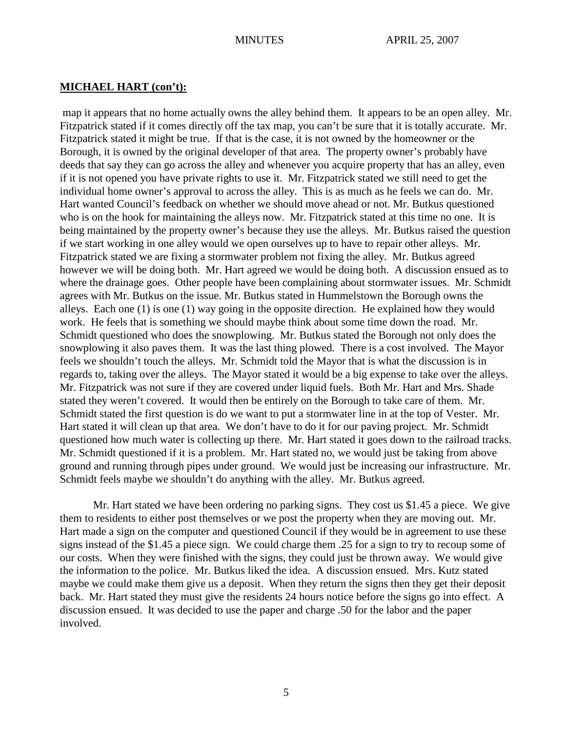**MICHAEL HART (con't):**

map it appears that no home actually owns the alley behind them. It appears to be an open alley. Mr. Fitzpatrick stated if it comes directly off the tax map, you can't be sure that it is totally accurate. Mr. Fitzpatrick stated it might be true. If that is the case, it is not owned by the homeowner or the Borough, it is owned by the original developer of that area. The property owner's probably have deeds that say they can go across the alley and whenever you acquire property that has an alley, even if it is not opened you have private rights to use it. Mr. Fitzpatrick stated we still need to get the individual home owner's approval to across the alley. This is as much as he feels we can do. Mr. Hart wanted Council's feedback on whether we should move ahead or not. Mr. Butkus questioned who is on the hook for maintaining the alleys now. Mr. Fitzpatrick stated at this time no one. It is being maintained by the property owner's because they use the alleys. Mr. Butkus raised the question if we start working in one alley would we open ourselves up to have to repair other alleys. Mr. Fitzpatrick stated we are fixing a stormwater problem not fixing the alley. Mr. Butkus agreed however we will be doing both. Mr. Hart agreed we would be doing both. A discussion ensued as to where the drainage goes. Other people have been complaining about stormwater issues. Mr. Schmidt agrees with Mr. Butkus on the issue. Mr. Butkus stated in Hummelstown the Borough owns the alleys. Each one (1) is one (1) way going in the opposite direction. He explained how they would work. He feels that is something we should maybe think about some time down the road. Mr. Schmidt questioned who does the snowplowing. Mr. Butkus stated the Borough not only does the snowplowing it also paves them. It was the last thing plowed. There is a cost involved. The Mayor feels we shouldn't touch the alleys. Mr. Schmidt told the Mayor that is what the discussion is in regards to, taking over the alleys. The Mayor stated it would be a big expense to take over the alleys. Mr. Fitzpatrick was not sure if they are covered under liquid fuels. Both Mr. Hart and Mrs. Shade stated they weren't covered. It would then be entirely on the Borough to take care of them. Mr. Schmidt stated the first question is do we want to put a stormwater line in at the top of Vester. Mr. Hart stated it will clean up that area. We don't have to do it for our paving project. Mr. Schmidt questioned how much water is collecting up there. Mr. Hart stated it goes down to the railroad tracks. Mr. Schmidt questioned if it is a problem. Mr. Hart stated no, we would just be taking from above ground and running through pipes under ground. We would just be increasing our infrastructure. Mr. Schmidt feels maybe we shouldn't do anything with the alley. Mr. Butkus agreed.

Mr. Hart stated we have been ordering no parking signs. They cost us $1.45 a piece. We give them to residents to either post themselves or we post the property when they are moving out. Mr. Hart made a sign on the computer and questioned Council if they would be in agreement to use these signs instead of the $1.45 a piece sign. We could charge them .25 for a sign to try to recoup some of our costs. When they were finished with the signs, they could just be thrown away. We would give the information to the police. Mr. Butkus liked the idea. A discussion ensued. Mrs. Kutz stated maybe we could make them give us a deposit. When they return the signs then they get their deposit back. Mr. Hart stated they must give the residents 24 hours notice before the signs go into effect. A discussion ensued. It was decided to use the paper and charge .50 for the labor and the paper involved.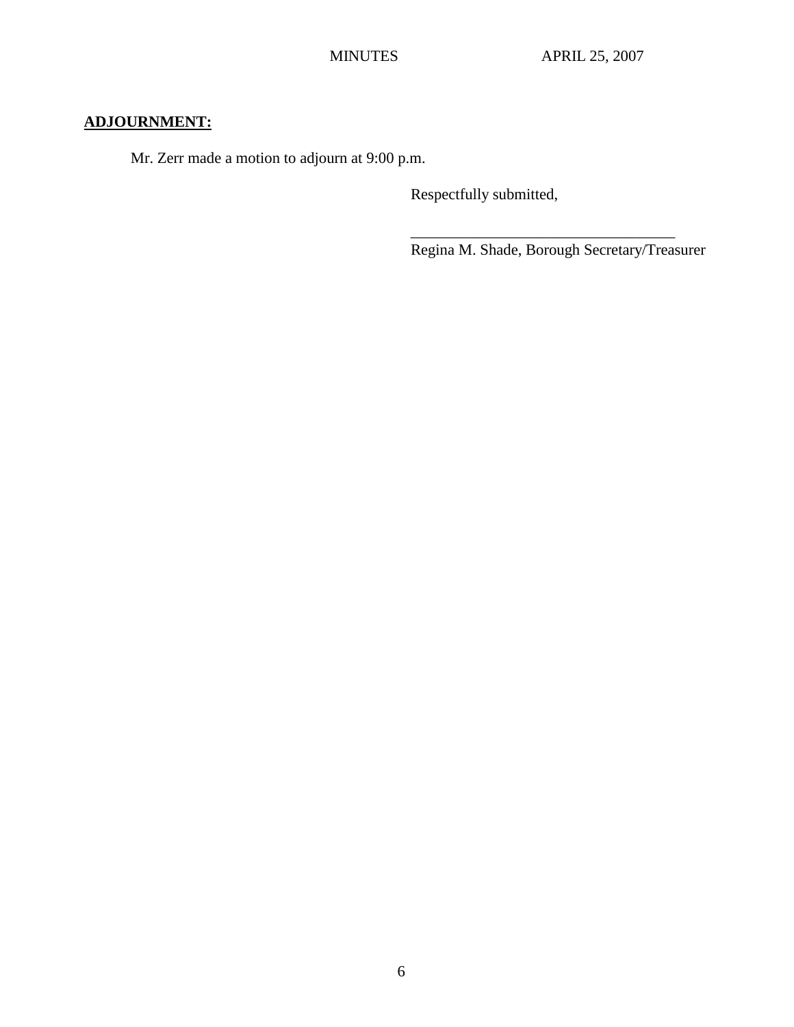## ADJOURNMENT:

Mr. Zerr made a motion to adjourn at 9:00 p.m.

Respectfully submitted,

\_\_\_\_\_\_\_\_\_\_\_\_\_\_\_\_\_\_\_\_\_\_\_\_\_\_\_\_\_\_\_\_\_\_

Regina M. Shade, Borough Secretary/Treasurer